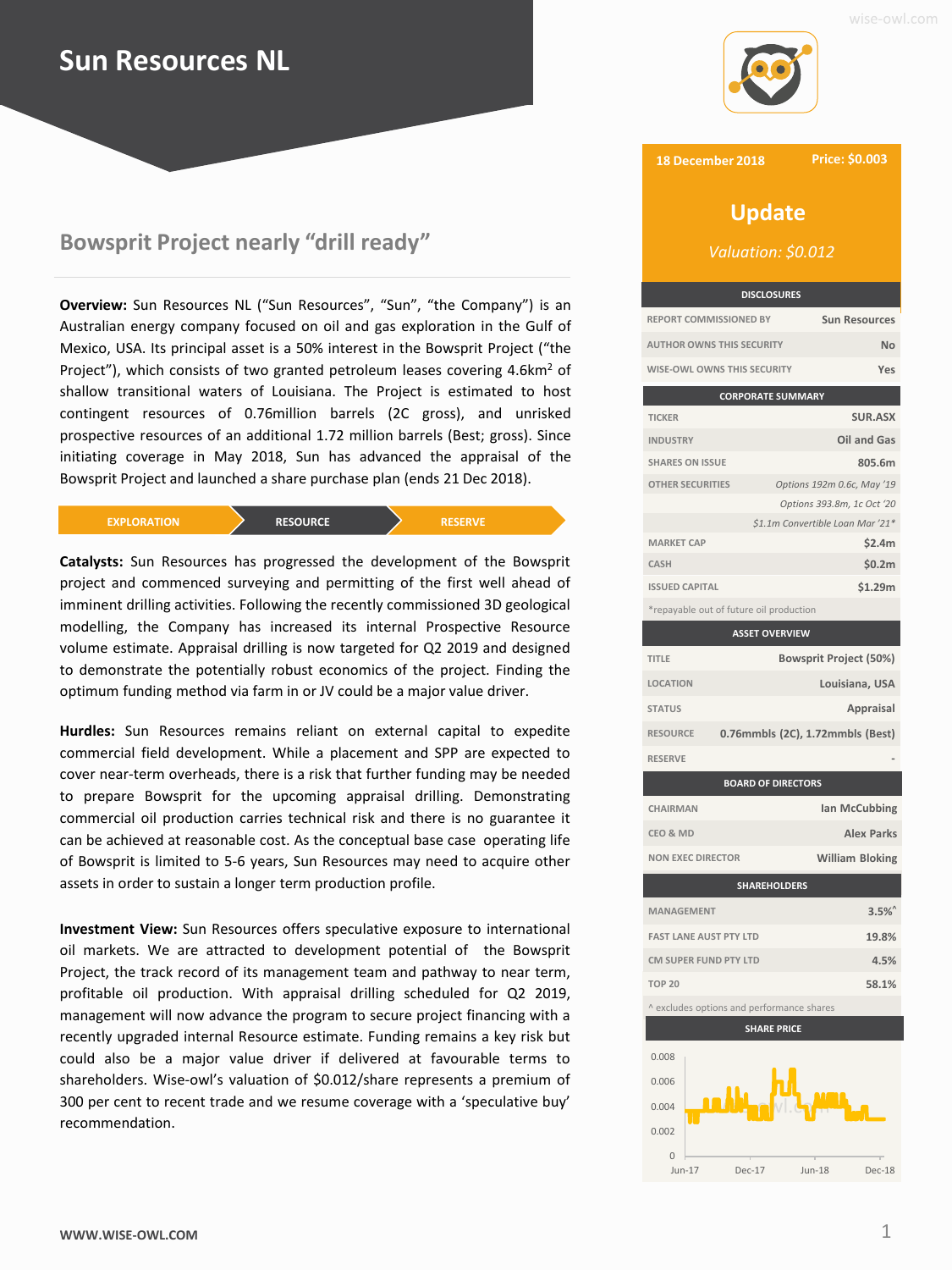# Sun Resources NL

## Bowsprit Project nearly "drill ready"

**18 December 2018** | **Price: $0.003**

**Update**

*Valuation: $0.012*

**Overview:** Sun Resources NL ("Sun Resources", "Sun", "the Company") is an Australian energy company focused on oil and gas exploration in the Gulf of Mexico, USA. Its principal asset is a 50% interest in the Bowsprit Project ("the Project"), which consists of two granted petroleum leases covering 4.6km$^2$ of shallow transitional waters of Louisiana. The Project is estimated to host contingent resources of 0.76million barrels (2C gross), and unrisked prospective resources of an additional 1.72 million barrels (Best; gross). Since initiating coverage in May 2018, Sun has advanced the appraisal of the Bowsprit Project and launched a share purchase plan (ends 21 Dec 2018).

EXPLORATION → **RESOURCE** → RESERVE

**Catalysts:** Sun Resources has progressed the development of the Bowsprit project and commenced surveying and permitting of the first well ahead of imminent drilling activities. Following the recently commissioned 3D geological modelling, the Company has increased its internal Prospective Resource volume estimate. Appraisal drilling is now targeted for Q2 2019 and designed to demonstrate the potentially robust economics of the project. Finding the optimum funding method via farm in or JV could be a major value driver.

**Hurdles:** Sun Resources remains reliant on external capital to expedite commercial field development. While a placement and SPP are expected to cover near-term overheads, there is a risk that further funding may be needed to prepare Bowsprit for the upcoming appraisal drilling. Demonstrating commercial oil production carries technical risk and there is no guarantee it can be achieved at reasonable cost. As the conceptual base case operating life of Bowsprit is limited to 5-6 years, Sun Resources may need to acquire other assets in order to sustain a longer term production profile.

**Investment View:** Sun Resources offers speculative exposure to international oil markets. We are attracted to development potential of the Bowsprit Project, the track record of its management team and pathway to near term, profitable oil production. With appraisal drilling scheduled for Q2 2019, management will now advance the program to secure project financing with a recently upgraded internal Resource estimate. Funding remains a key risk but could also be a major value driver if delivered at favourable terms to shareholders. Wise-owl's valuation of $0.012/share represents a premium of 300 per cent to recent trade and we resume coverage with a 'speculative buy' recommendation.

| DISCLOSURES | |
|---|---|
| REPORT COMMISSIONED BY | Sun Resources |
| AUTHOR OWNS THIS SECURITY | No |
| WISE-OWL OWNS THIS SECURITY | Yes |

| CORPORATE SUMMARY | |
|---|---|
| TICKER | SUR.ASX |
| INDUSTRY | Oil and Gas |
| SHARES ON ISSUE | 805.6m |
| OTHER SECURITIES | *Options 192m 0.6c, May '19* |
| | *Options 393.8m, 1c Oct '20* |
| | *$1.1m Convertible Loan Mar '21\** |
| MARKET CAP | $2.4m |
| CASH | $0.2m |
| ISSUED CAPITAL | $1.29m |

*repayable out of future oil production

| ASSET OVERVIEW | |
|---|---|
| TITLE | Bowsprit Project (50%) |
| LOCATION | Louisiana, USA |
| STATUS | Appraisal |
| RESOURCE | 0.76mmbls (2C), 1.72mmbls (Best) |
| RESERVE | - |

| BOARD OF DIRECTORS | |
|---|---|
| CHAIRMAN | Ian McCubbing |
| CEO & MD | Alex Parks |
| NON EXEC DIRECTOR | William Bloking |

| SHAREHOLDERS | |
|---|---|
| MANAGEMENT | 3.5%^ |
| FAST LANE AUST PTY LTD | 19.8% |
| CM SUPER FUND PTY LTD | 4.5% |
| TOP 20 | 58.1% |

^ excludes options and performance shares

**SHARE PRICE**

WWW.WISE-OWL.COM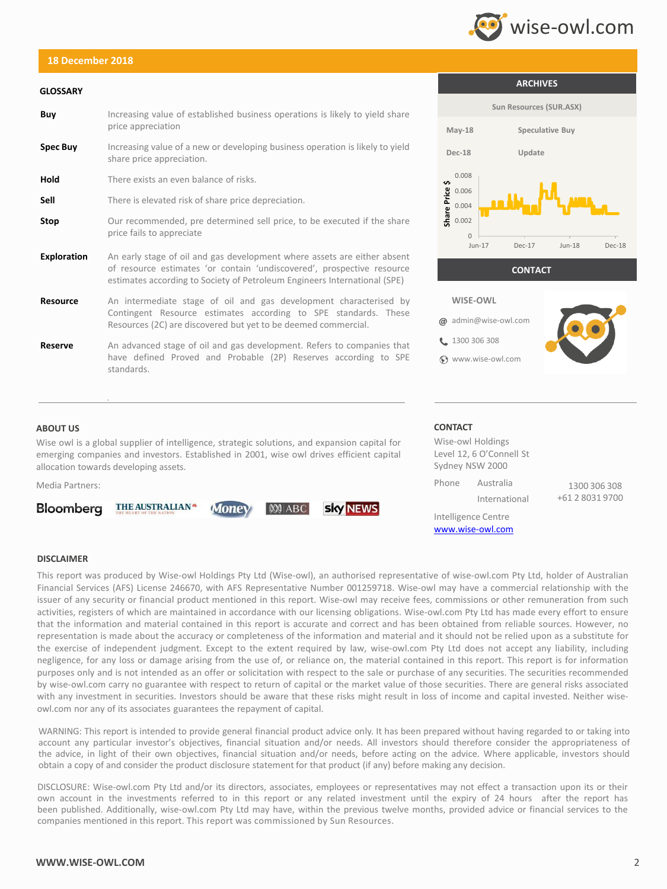18 December 2018

## GLOSSARY

| | |
|---|---|
| **Buy** | Increasing value of established business operations is likely to yield share price appreciation |
| **Spec Buy** | Increasing value of a new or developing business operation is likely to yield share price appreciation. |
| **Hold** | There exists an even balance of risks. |
| **Sell** | There is elevated risk of share price depreciation. |
| **Stop** | Our recommended, pre determined sell price, to be executed if the share price fails to appreciate |
| **Exploration** | An early stage of oil and gas development where assets are either absent of resource estimates 'or contain 'undiscovered', prospective resource estimates according to Society of Petroleum Engineers International (SPE) |
| **Resource** | An intermediate stage of oil and gas development characterised by Contingent Resource estimates according to SPE standards. These Resources (2C) are discovered but yet to be deemed commercial. |
| **Reserve** | An advanced stage of oil and gas development. Refers to companies that have defined Proved and Probable (2P) Reserves according to SPE standards. |

## ARCHIVES

Sun Resources (SUR.ASX)

| | |
|---|---|
| May-18 | Speculative Buy |
| Dec-18 | Update |

Share Price $

0.008
0.006
0.004
0.002
0

Jun-17 Dec-17 Jun-18 Dec-18

## CONTACT

WISE-OWL

admin@wise-owl.com

1300 306 308

www.wise-owl.com

## ABOUT US

Wise owl is a global supplier of intelligence, strategic solutions, and expansion capital for emerging companies and investors. Established in 2001, wise owl drives efficient capital allocation towards developing assets.

Media Partners:

Bloomberg THE AUSTRALIAN Money ABC sky NEWS

## CONTACT

Wise-owl Holdings
Level 12, 6 O'Connell St
Sydney NSW 2000

| | | |
|---|---|---|
| Phone | Australia | 1300 306 308 |
| | International | +61 2 8031 9700 |

Intelligence Centre
www.wise-owl.com

## DISCLAIMER

This report was produced by Wise-owl Holdings Pty Ltd (Wise-owl), an authorised representative of wise-owl.com Pty Ltd, holder of Australian Financial Services (AFS) License 246670, with AFS Representative Number 001259718. Wise-owl may have a commercial relationship with the issuer of any security or financial product mentioned in this report. Wise-owl may receive fees, commissions or other remuneration from such activities, registers of which are maintained in accordance with our licensing obligations. Wise-owl.com Pty Ltd has made every effort to ensure that the information and material contained in this report is accurate and correct and has been obtained from reliable sources. However, no representation is made about the accuracy or completeness of the information and material and it should not be relied upon as a substitute for the exercise of independent judgment. Except to the extent required by law, wise-owl.com Pty Ltd does not accept any liability, including negligence, for any loss or damage arising from the use of, or reliance on, the material contained in this report. This report is for information purposes only and is not intended as an offer or solicitation with respect to the sale or purchase of any securities. The securities recommended by wise-owl.com carry no guarantee with respect to return of capital or the market value of those securities. There are general risks associated with any investment in securities. Investors should be aware that these risks might result in loss of income and capital invested. Neither wise-owl.com nor any of its associates guarantees the repayment of capital.

WARNING: This report is intended to provide general financial product advice only. It has been prepared without having regarded to or taking into account any particular investor's objectives, financial situation and/or needs. All investors should therefore consider the appropriateness of the advice, in light of their own objectives, financial situation and/or needs, before acting on the advice. Where applicable, investors should obtain a copy of and consider the product disclosure statement for that product (if any) before making any decision.

DISCLOSURE: Wise-owl.com Pty Ltd and/or its directors, associates, employees or representatives may not effect a transaction upon its or their own account in the investments referred to in this report or any related investment until the expiry of 24 hours after the report has been published. Additionally, wise-owl.com Pty Ltd may have, within the previous twelve months, provided advice or financial services to the companies mentioned in this report. This report was commissioned by Sun Resources.